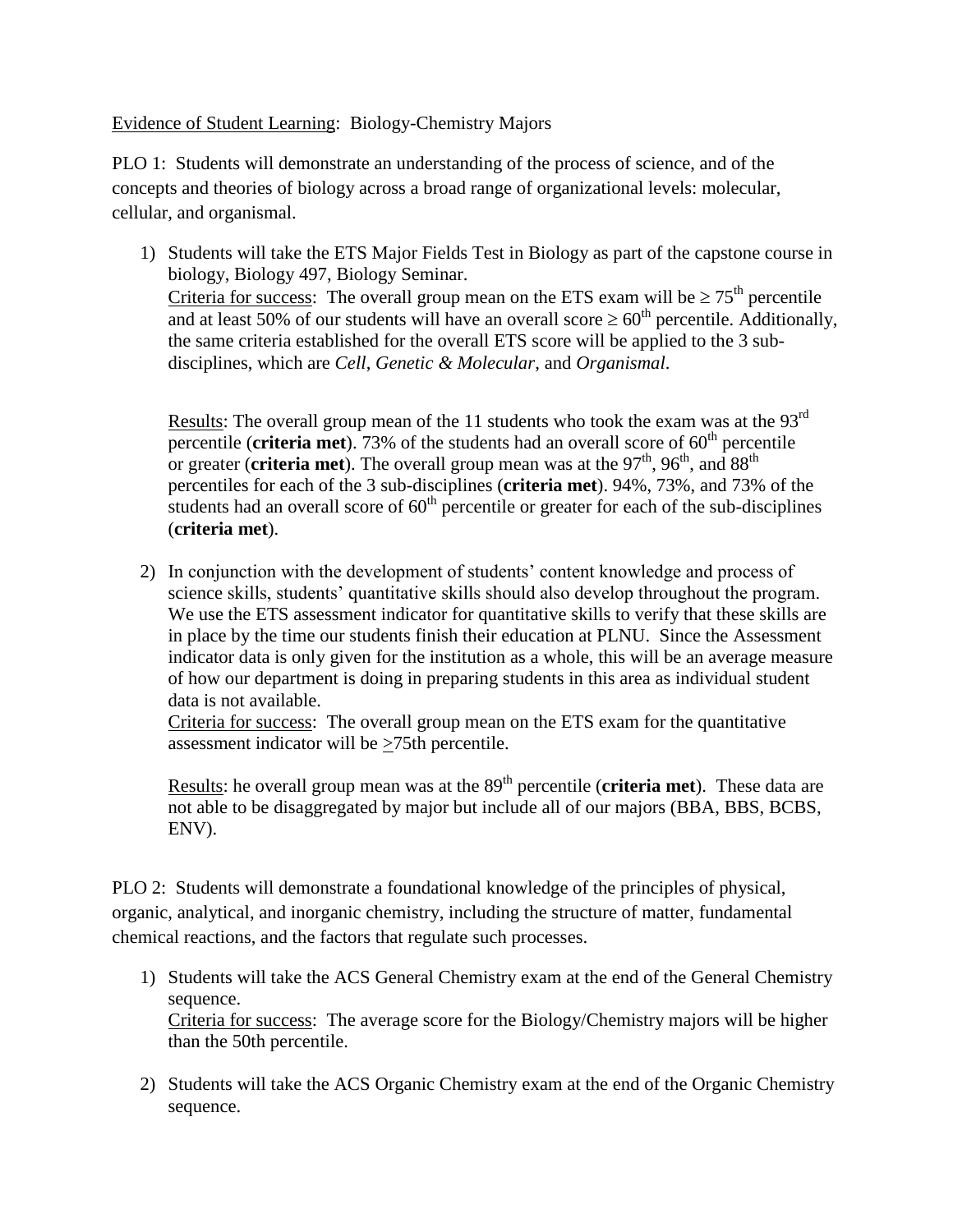Evidence of Student Learning: Biology-Chemistry Majors

PLO 1: Students will demonstrate an understanding of the process of science, and of the concepts and theories of biology across a broad range of organizational levels: molecular, cellular, and organismal.

1) Students will take the ETS Major Fields Test in Biology as part of the capstone course in biology, Biology 497, Biology Seminar.
   Criteria for success: The overall group mean on the ETS exam will be ≥ 75th percentile and at least 50% of our students will have an overall score ≥ 60th percentile. Additionally, the same criteria established for the overall ETS score will be applied to the 3 sub-disciplines, which are *Cell*, *Genetic & Molecular*, and *Organismal*.

   Results: The overall group mean of the 11 students who took the exam was at the 93rd percentile (**criteria met**). 73% of the students had an overall score of 60th percentile or greater (**criteria met**). The overall group mean was at the 97th, 96th, and 88th percentiles for each of the 3 sub-disciplines (**criteria met**). 94%, 73%, and 73% of the students had an overall score of 60th percentile or greater for each of the sub-disciplines (**criteria met**).

2) In conjunction with the development of students' content knowledge and process of science skills, students' quantitative skills should also develop throughout the program. We use the ETS assessment indicator for quantitative skills to verify that these skills are in place by the time our students finish their education at PLNU. Since the Assessment indicator data is only given for the institution as a whole, this will be an average measure of how our department is doing in preparing students in this area as individual student data is not available.
   Criteria for success: The overall group mean on the ETS exam for the quantitative assessment indicator will be ≥75th percentile.

   Results: he overall group mean was at the 89th percentile (**criteria met**). These data are not able to be disaggregated by major but include all of our majors (BBA, BBS, BCBS, ENV).

PLO 2: Students will demonstrate a foundational knowledge of the principles of physical, organic, analytical, and inorganic chemistry, including the structure of matter, fundamental chemical reactions, and the factors that regulate such processes.

1) Students will take the ACS General Chemistry exam at the end of the General Chemistry sequence.
   Criteria for success: The average score for the Biology/Chemistry majors will be higher than the 50th percentile.

2) Students will take the ACS Organic Chemistry exam at the end of the Organic Chemistry sequence.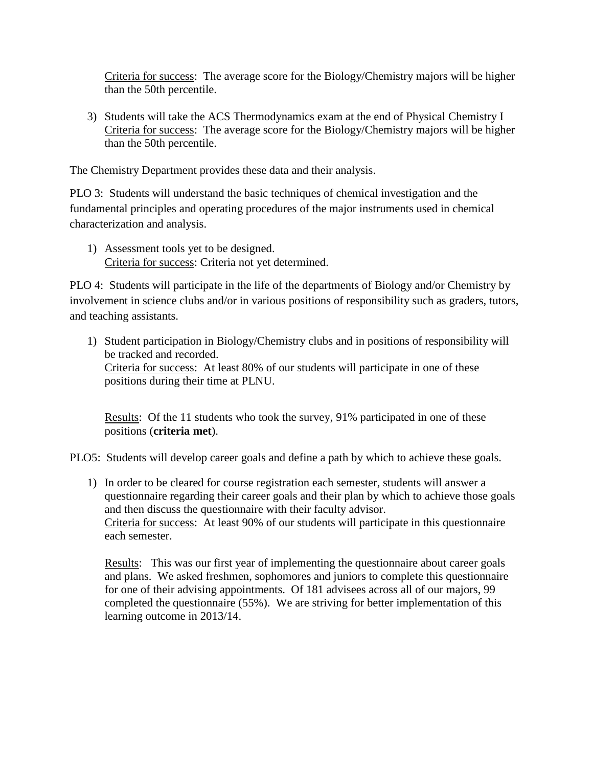Criteria for success: The average score for the Biology/Chemistry majors will be higher than the 50th percentile.

3) Students will take the ACS Thermodynamics exam at the end of Physical Chemistry I
   Criteria for success: The average score for the Biology/Chemistry majors will be higher than the 50th percentile.

The Chemistry Department provides these data and their analysis.

PLO 3: Students will understand the basic techniques of chemical investigation and the fundamental principles and operating procedures of the major instruments used in chemical characterization and analysis.

1) Assessment tools yet to be designed.
   Criteria for success: Criteria not yet determined.

PLO 4: Students will participate in the life of the departments of Biology and/or Chemistry by involvement in science clubs and/or in various positions of responsibility such as graders, tutors, and teaching assistants.

1) Student participation in Biology/Chemistry clubs and in positions of responsibility will be tracked and recorded.
   Criteria for success: At least 80% of our students will participate in one of these positions during their time at PLNU.

   Results: Of the 11 students who took the survey, 91% participated in one of these positions (**criteria met**).

PLO5: Students will develop career goals and define a path by which to achieve these goals.

1) In order to be cleared for course registration each semester, students will answer a questionnaire regarding their career goals and their plan by which to achieve those goals and then discuss the questionnaire with their faculty advisor.
   Criteria for success: At least 90% of our students will participate in this questionnaire each semester.

   Results: This was our first year of implementing the questionnaire about career goals and plans. We asked freshmen, sophomores and juniors to complete this questionnaire for one of their advising appointments. Of 181 advisees across all of our majors, 99 completed the questionnaire (55%). We are striving for better implementation of this learning outcome in 2013/14.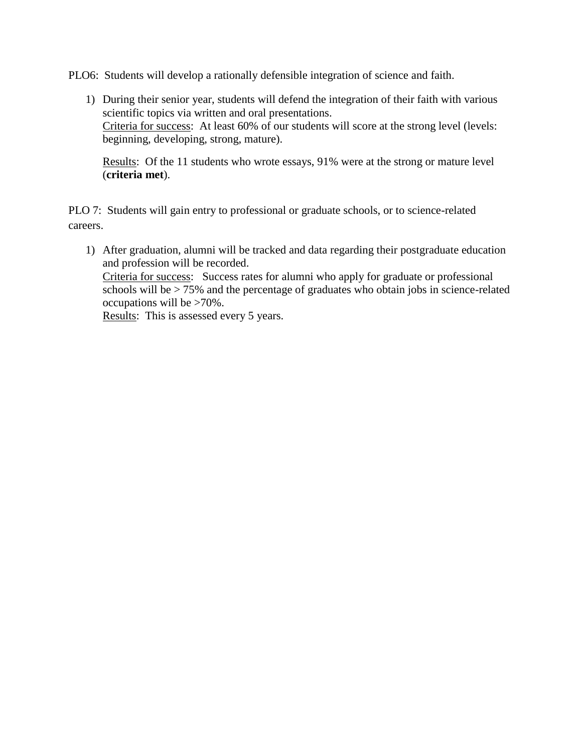PLO6: Students will develop a rationally defensible integration of science and faith.

1) During their senior year, students will defend the integration of their faith with various scientific topics via written and oral presentations.
   Criteria for success: At least 60% of our students will score at the strong level (levels: beginning, developing, strong, mature).

   Results: Of the 11 students who wrote essays, 91% were at the strong or mature level (**criteria met**).

PLO 7: Students will gain entry to professional or graduate schools, or to science-related careers.

1) After graduation, alumni will be tracked and data regarding their postgraduate education and profession will be recorded.
   Criteria for success: Success rates for alumni who apply for graduate or professional schools will be > 75% and the percentage of graduates who obtain jobs in science-related occupations will be >70%.
   Results: This is assessed every 5 years.